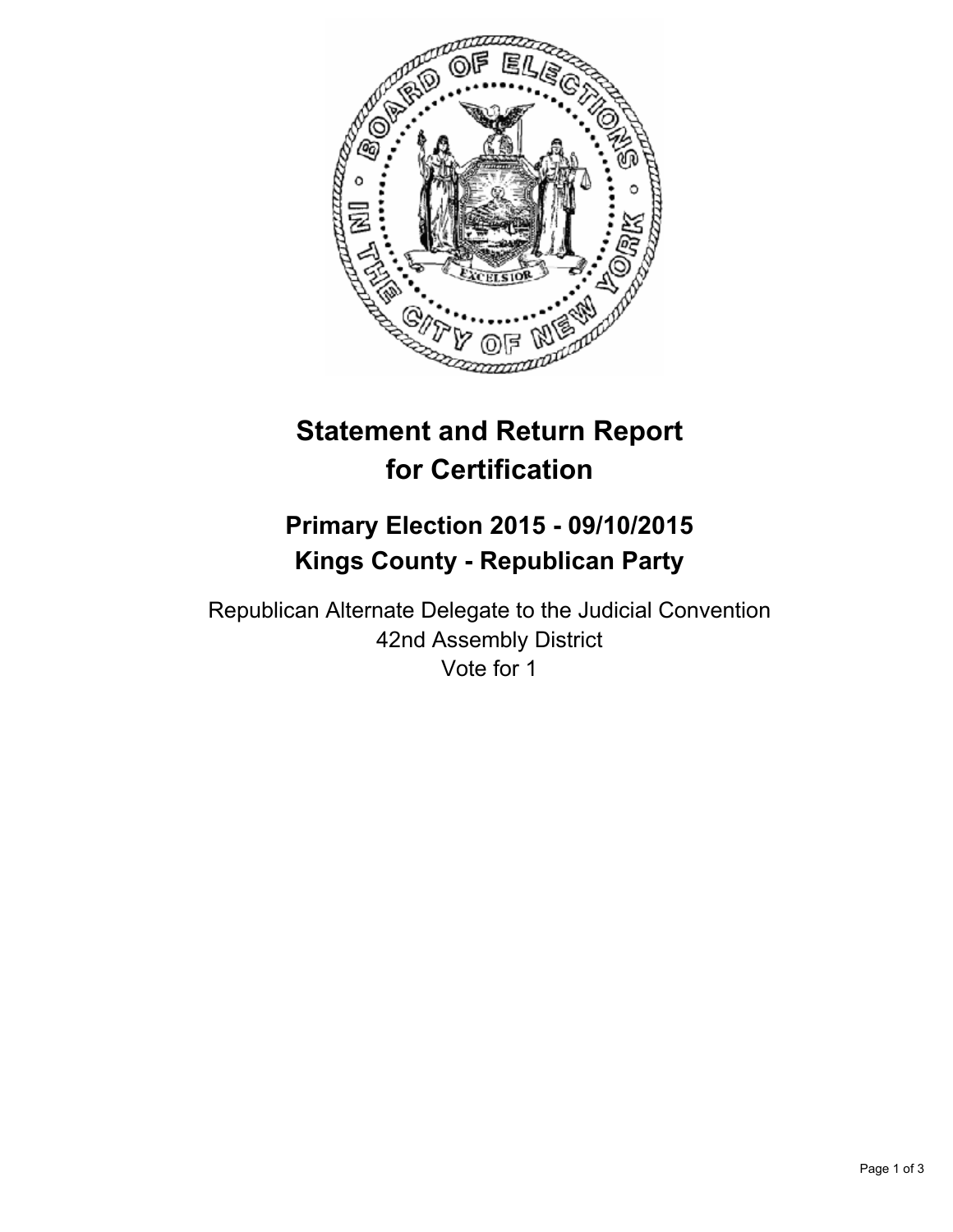# Statement and Return Report for Certification

## Primary Election 2015 - 09/10/2015
## Kings County - Republican Party

Republican Alternate Delegate to the Judicial Convention
42nd Assembly District
Vote for 1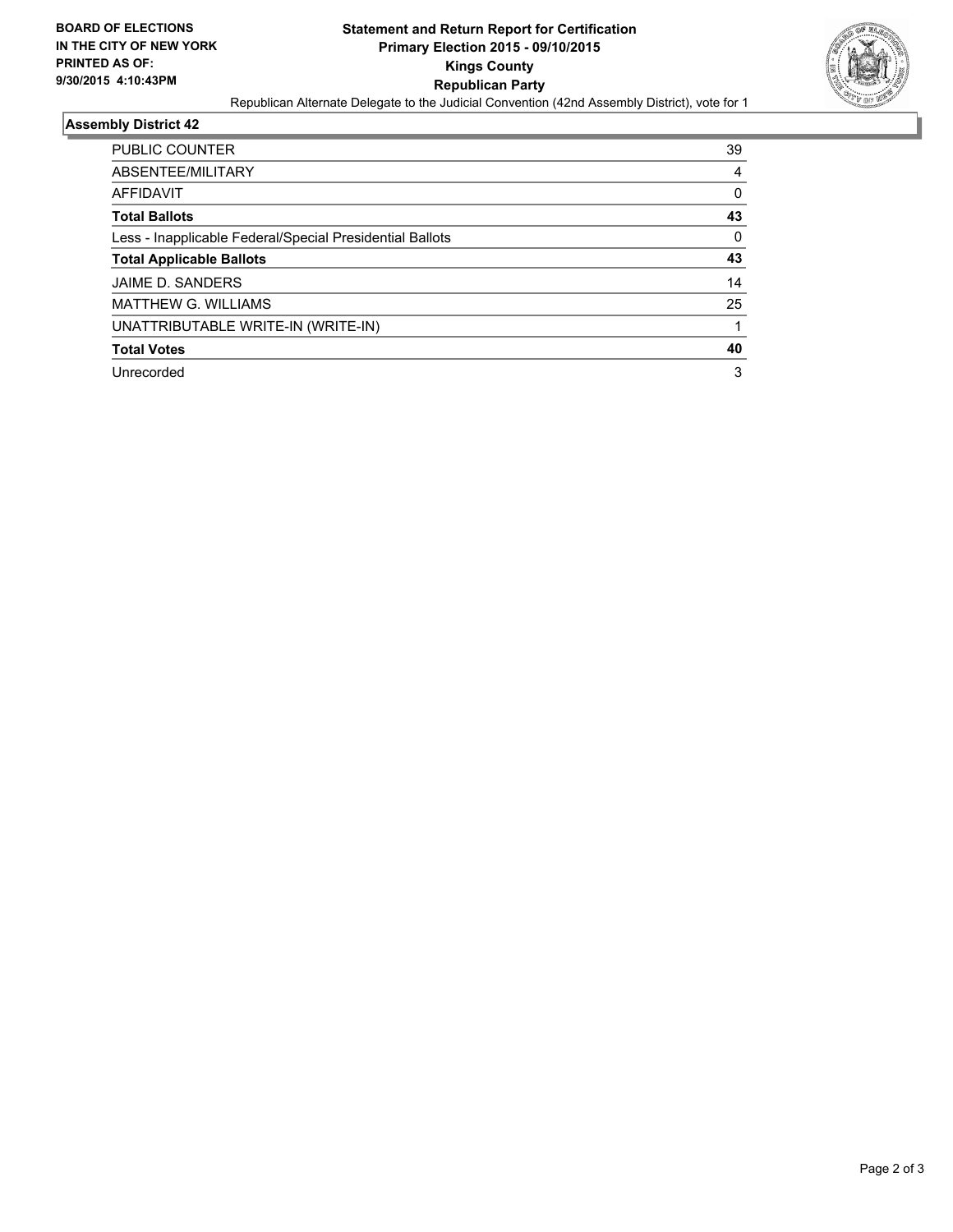**BOARD OF ELECTIONS IN THE CITY OF NEW YORK PRINTED AS OF: 9/30/2015 4:10:43PM**

# Statement and Return Report for Certification
## Primary Election 2015 - 09/10/2015
## Kings County
## Republican Party

Republican Alternate Delegate to the Judicial Convention (42nd Assembly District), vote for 1

### Assembly District 42

| | |
|---|---|
| PUBLIC COUNTER | 39 |
| ABSENTEE/MILITARY | 4 |
| AFFIDAVIT | 0 |
| **Total Ballots** | **43** |
| Less - Inapplicable Federal/Special Presidential Ballots | 0 |
| **Total Applicable Ballots** | **43** |
| JAIME D. SANDERS | 14 |
| MATTHEW G. WILLIAMS | 25 |
| UNATTRIBUTABLE WRITE-IN (WRITE-IN) | 1 |
| **Total Votes** | **40** |
| Unrecorded | 3 |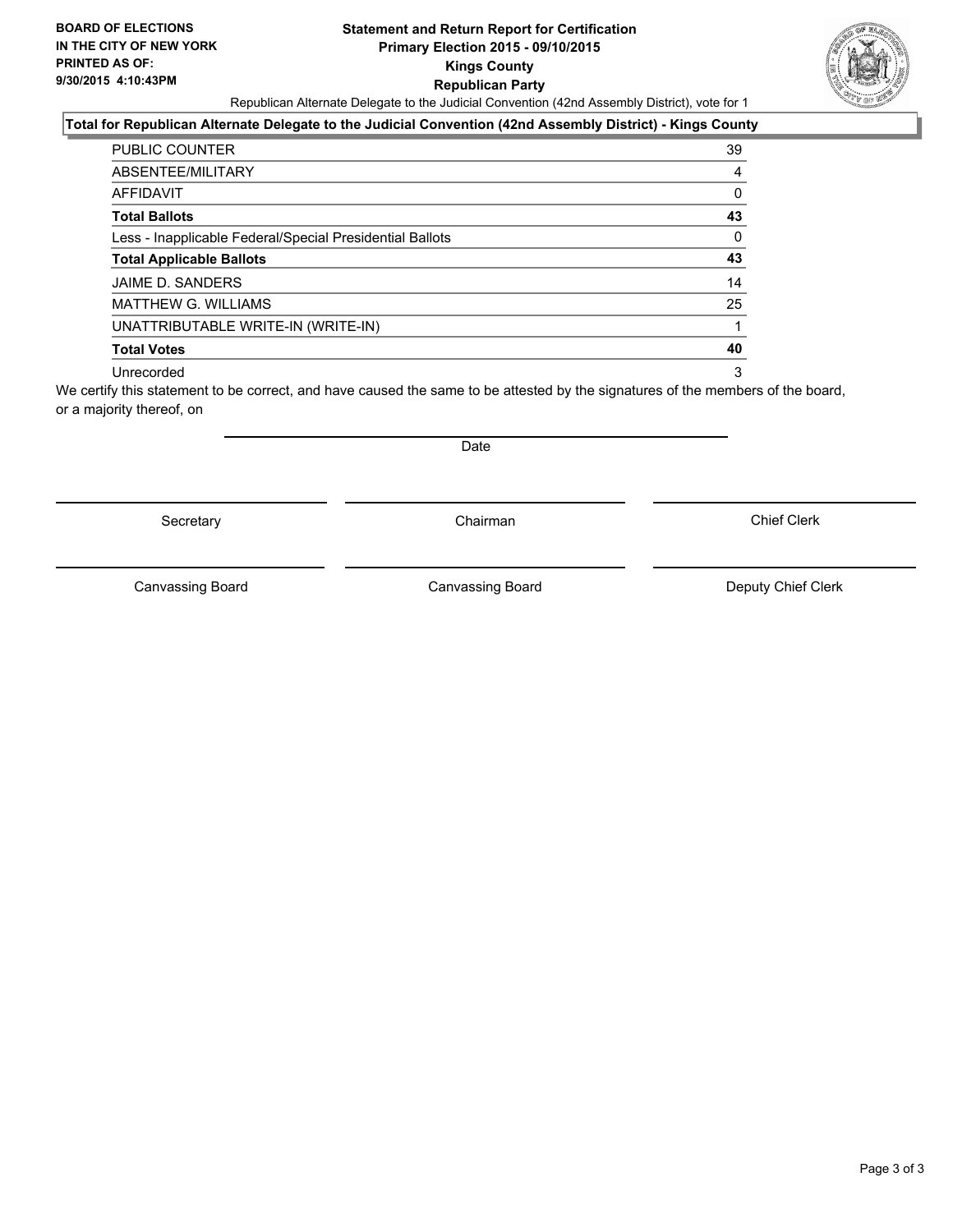**BOARD OF ELECTIONS IN THE CITY OF NEW YORK PRINTED AS OF: 9/30/2015 4:10:43PM**

# Statement and Return Report for Certification
## Primary Election 2015 - 09/10/2015
## Kings County
## Republican Party

Republican Alternate Delegate to the Judicial Convention (42nd Assembly District), vote for 1

**Total for Republican Alternate Delegate to the Judicial Convention (42nd Assembly District) - Kings County**

| | |
|---|---|
| PUBLIC COUNTER | 39 |
| ABSENTEE/MILITARY | 4 |
| AFFIDAVIT | 0 |
| **Total Ballots** | **43** |
| Less - Inapplicable Federal/Special Presidential Ballots | 0 |
| **Total Applicable Ballots** | **43** |
| JAIME D. SANDERS | 14 |
| MATTHEW G. WILLIAMS | 25 |
| UNATTRIBUTABLE WRITE-IN (WRITE-IN) | 1 |
| **Total Votes** | **40** |
| Unrecorded | 3 |

We certify this statement to be correct, and have caused the same to be attested by the signatures of the members of the board, or a majority thereof, on

Date

Secretary | Chairman | Chief Clerk

Canvassing Board | Canvassing Board | Deputy Chief Clerk